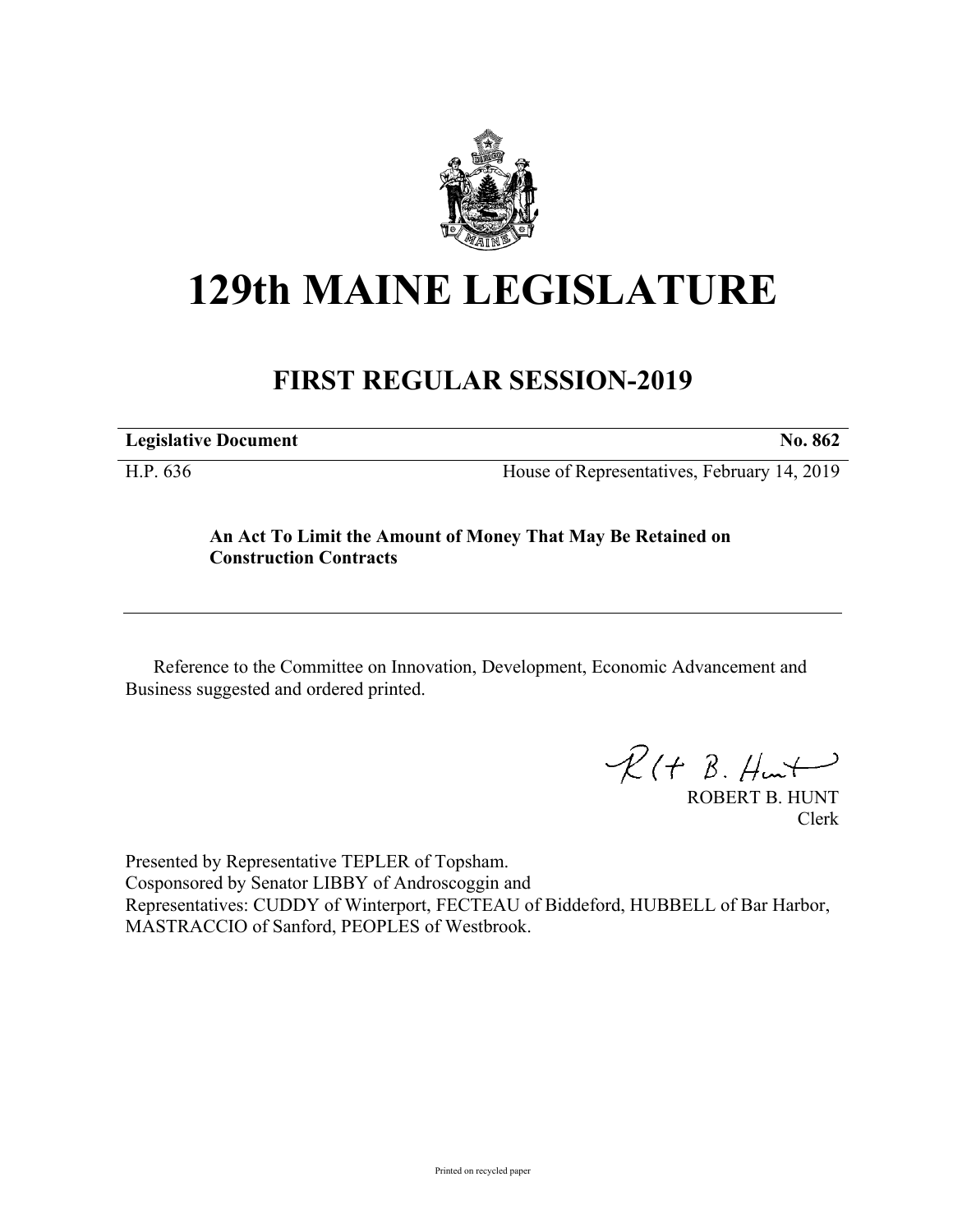# 129th MAINE LEGISLATURE

## FIRST REGULAR SESSION-2019

| **Legislative Document** | **No. 862** |
|---|---|
| H.P. 636 | House of Representatives, February 14, 2019 |

**An Act To Limit the Amount of Money That May Be Retained on Construction Contracts**

Reference to the Committee on Innovation, Development, Economic Advancement and Business suggested and ordered printed.

ROBERT B. HUNT
Clerk

Presented by Representative TEPLER of Topsham.
Cosponsored by Senator LIBBY of Androscoggin and
Representatives: CUDDY of Winterport, FECTEAU of Biddeford, HUBBELL of Bar Harbor, MASTRACCIO of Sanford, PEOPLES of Westbrook.

Printed on recycled paper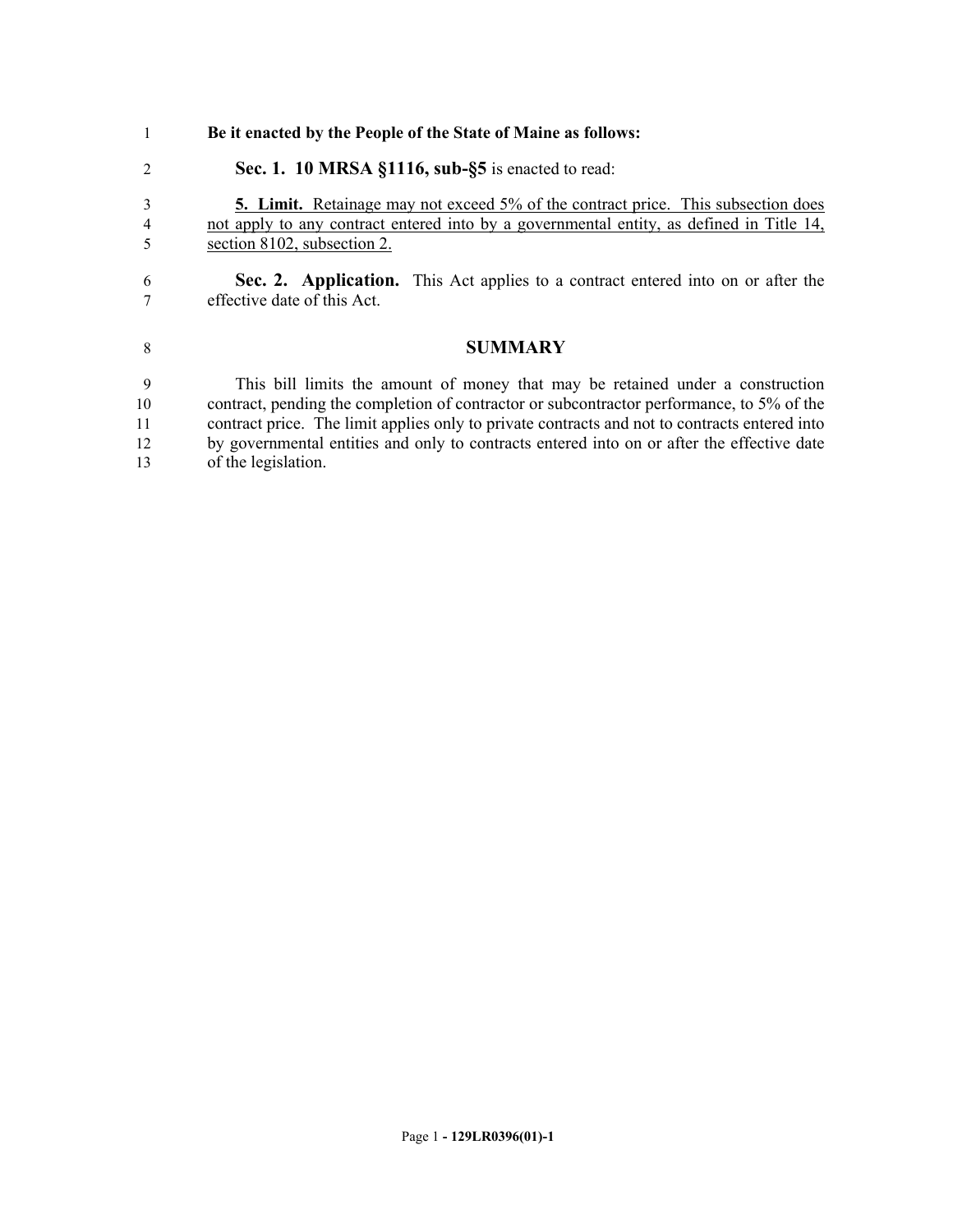**Be it enacted by the People of the State of Maine as follows:**

**Sec. 1. 10 MRSA §1116, sub-§5** is enacted to read:

<u>**5. Limit.** Retainage may not exceed 5% of the contract price. This subsection does not apply to any contract entered into by a governmental entity, as defined in Title 14, section 8102, subsection 2.</u>

**Sec. 2. Application.** This Act applies to a contract entered into on or after the effective date of this Act.

## SUMMARY

This bill limits the amount of money that may be retained under a construction contract, pending the completion of contractor or subcontractor performance, to 5% of the contract price. The limit applies only to private contracts and not to contracts entered into by governmental entities and only to contracts entered into on or after the effective date of the legislation.